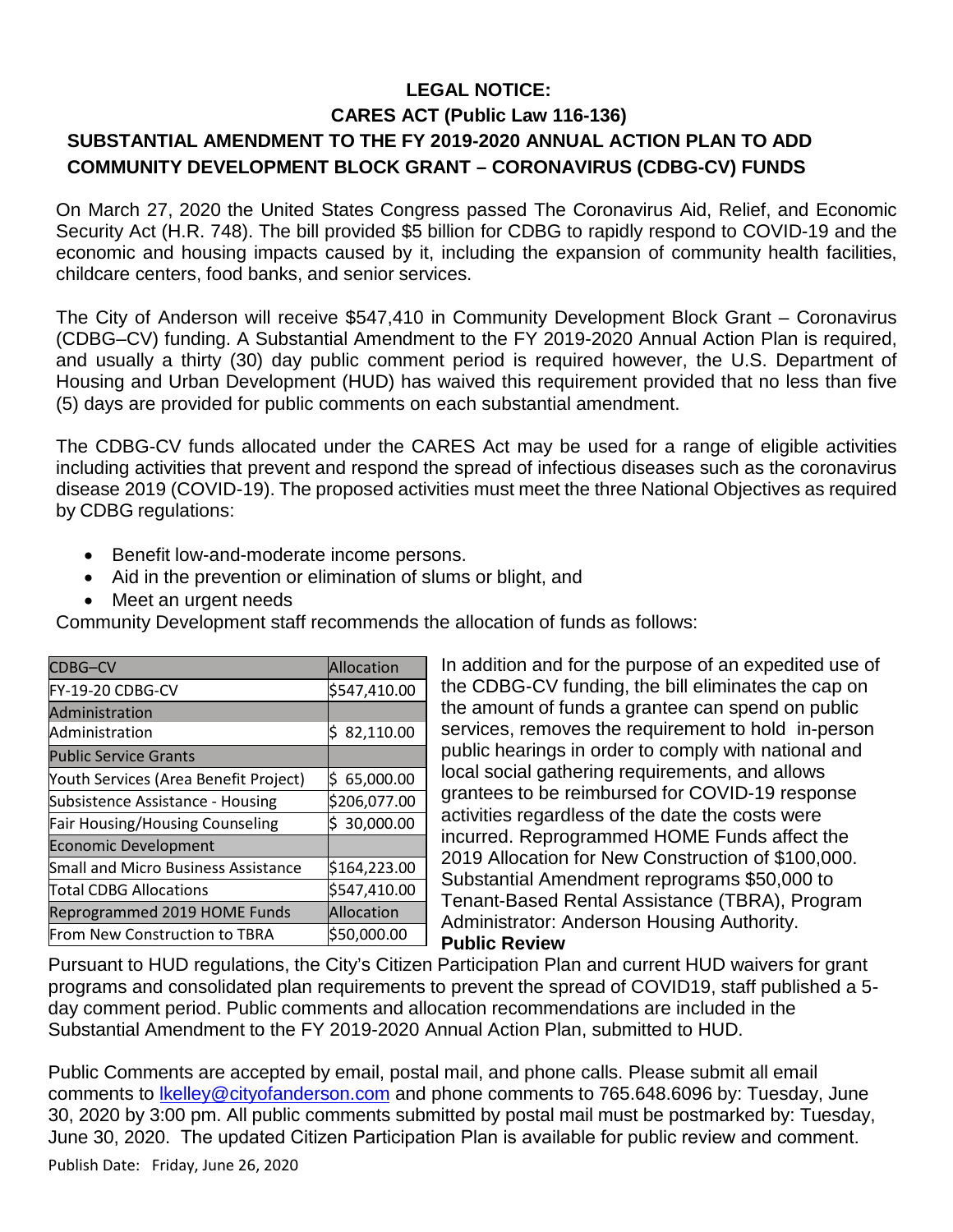# LEGAL NOTICE:

## CARES ACT (Public Law 116-136)

## SUBSTANTIAL AMENDMENT TO THE FY 2019-2020 ANNUAL ACTION PLAN TO ADD COMMUNITY DEVELOPMENT BLOCK GRANT – CORONAVIRUS (CDBG-CV) FUNDS

On March 27, 2020 the United States Congress passed The Coronavirus Aid, Relief, and Economic Security Act (H.R. 748). The bill provided $5 billion for CDBG to rapidly respond to COVID-19 and the economic and housing impacts caused by it, including the expansion of community health facilities, childcare centers, food banks, and senior services.

The City of Anderson will receive $547,410 in Community Development Block Grant – Coronavirus (CDBG–CV) funding. A Substantial Amendment to the FY 2019-2020 Annual Action Plan is required, and usually a thirty (30) day public comment period is required however, the U.S. Department of Housing and Urban Development (HUD) has waived this requirement provided that no less than five (5) days are provided for public comments on each substantial amendment.

The CDBG-CV funds allocated under the CARES Act may be used for a range of eligible activities including activities that prevent and respond the spread of infectious diseases such as the coronavirus disease 2019 (COVID-19). The proposed activities must meet the three National Objectives as required by CDBG regulations:

- Benefit low-and-moderate income persons.
- Aid in the prevention or elimination of slums or blight, and
- Meet an urgent needs

Community Development staff recommends the allocation of funds as follows:

| CDBG–CV | Allocation |
|---|---|
| FY-19-20 CDBG-CV | $547,410.00 |
| Administration | |
| Administration | $ 82,110.00 |
| Public Service Grants | |
| Youth Services (Area Benefit Project) | $ 65,000.00 |
| Subsistence Assistance - Housing | $206,077.00 |
| Fair Housing/Housing Counseling | $ 30,000.00 |
| Economic Development | |
| Small and Micro Business Assistance | $164,223.00 |
| Total CDBG Allocations | $547,410.00 |
| Reprogrammed 2019 HOME Funds | Allocation |
| From New Construction to TBRA | $50,000.00 |

In addition and for the purpose of an expedited use of the CDBG-CV funding, the bill eliminates the cap on the amount of funds a grantee can spend on public services, removes the requirement to hold in-person public hearings in order to comply with national and local social gathering requirements, and allows grantees to be reimbursed for COVID-19 response activities regardless of the date the costs were incurred. Reprogrammed HOME Funds affect the 2019 Allocation for New Construction of $100,000. Substantial Amendment reprograms $50,000 to Tenant-Based Rental Assistance (TBRA), Program Administrator: Anderson Housing Authority.

**Public Review**

Pursuant to HUD regulations, the City's Citizen Participation Plan and current HUD waivers for grant programs and consolidated plan requirements to prevent the spread of COVID19, staff published a 5-day comment period. Public comments and allocation recommendations are included in the Substantial Amendment to the FY 2019-2020 Annual Action Plan, submitted to HUD.

Public Comments are accepted by email, postal mail, and phone calls. Please submit all email comments to lkelley@cityofanderson.com and phone comments to 765.648.6096 by: Tuesday, June 30, 2020 by 3:00 pm. All public comments submitted by postal mail must be postmarked by: Tuesday, June 30, 2020. The updated Citizen Participation Plan is available for public review and comment.

Publish Date: Friday, June 26, 2020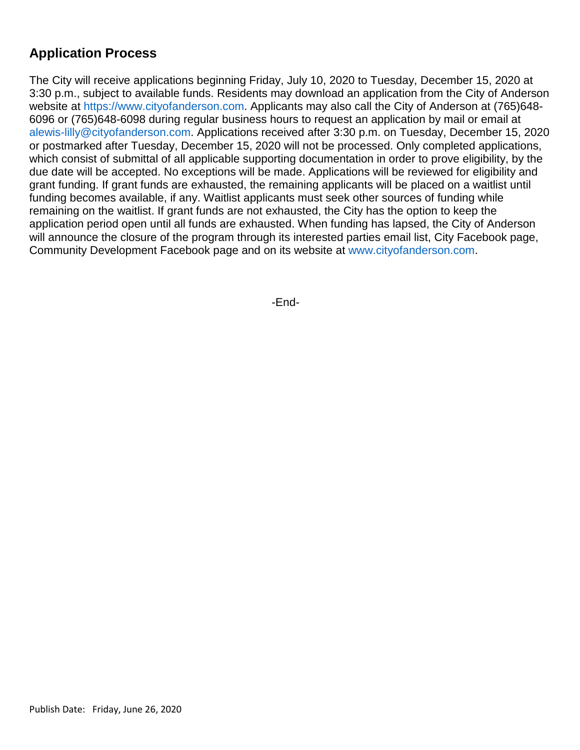## Application Process

The City will receive applications beginning Friday, July 10, 2020 to Tuesday, December 15, 2020 at 3:30 p.m., subject to available funds. Residents may download an application from the City of Anderson website at https://www.cityofanderson.com. Applicants may also call the City of Anderson at (765)648-6096 or (765)648-6098 during regular business hours to request an application by mail or email at alewis-lilly@cityofanderson.com. Applications received after 3:30 p.m. on Tuesday, December 15, 2020 or postmarked after Tuesday, December 15, 2020 will not be processed. Only completed applications, which consist of submittal of all applicable supporting documentation in order to prove eligibility, by the due date will be accepted. No exceptions will be made. Applications will be reviewed for eligibility and grant funding. If grant funds are exhausted, the remaining applicants will be placed on a waitlist until funding becomes available, if any. Waitlist applicants must seek other sources of funding while remaining on the waitlist. If grant funds are not exhausted, the City has the option to keep the application period open until all funds are exhausted. When funding has lapsed, the City of Anderson will announce the closure of the program through its interested parties email list, City Facebook page, Community Development Facebook page and on its website at www.cityofanderson.com.

-End-

Publish Date: Friday, June 26, 2020